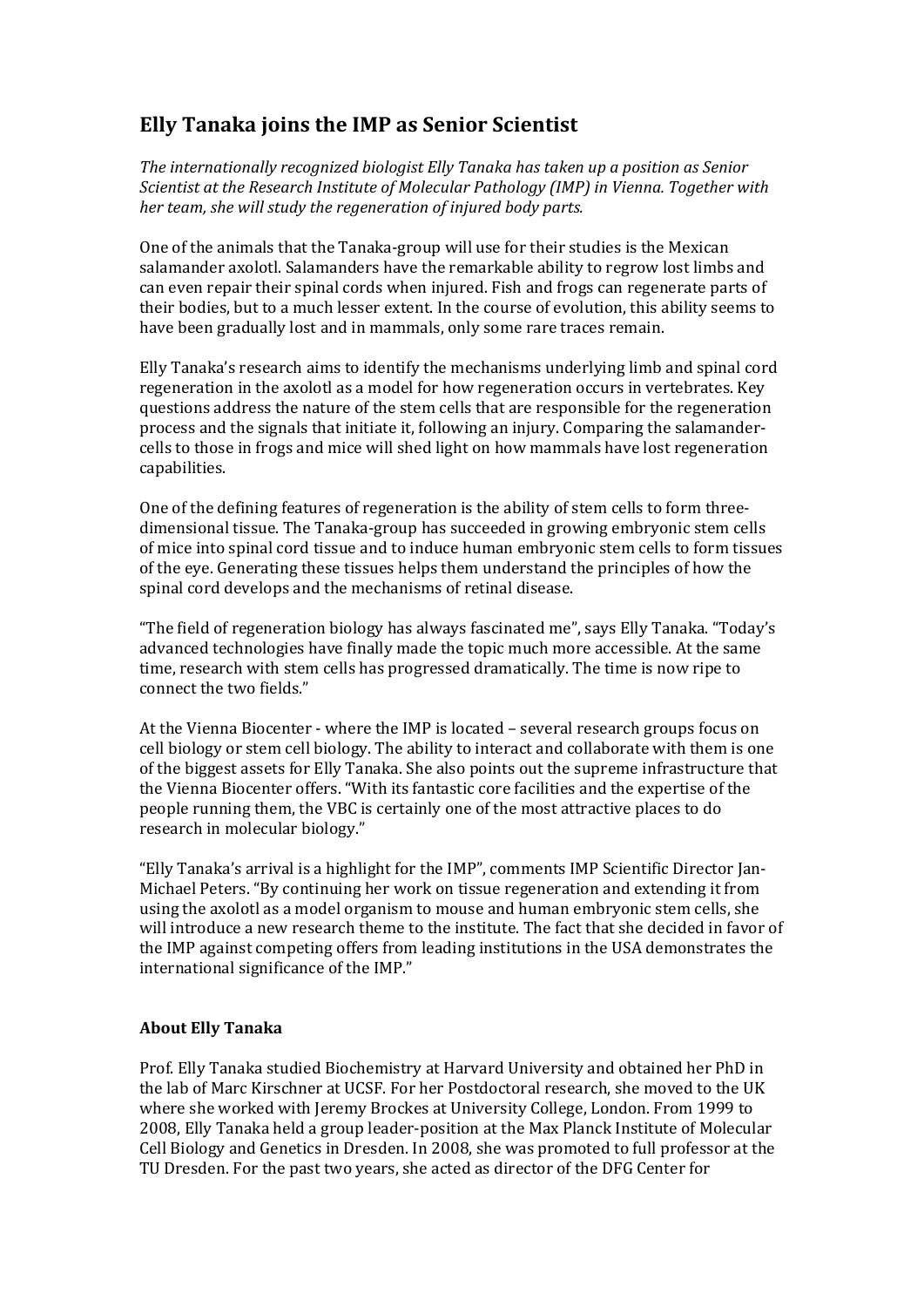# Elly Tanaka joins the IMP as Senior Scientist

*The internationally recognized biologist Elly Tanaka has taken up a position as Senior Scientist at the Research Institute of Molecular Pathology (IMP) in Vienna. Together with her team, she will study the regeneration of injured body parts.*

One of the animals that the Tanaka-group will use for their studies is the Mexican salamander axolotl. Salamanders have the remarkable ability to regrow lost limbs and can even repair their spinal cords when injured. Fish and frogs can regenerate parts of their bodies, but to a much lesser extent. In the course of evolution, this ability seems to have been gradually lost and in mammals, only some rare traces remain.

Elly Tanaka's research aims to identify the mechanisms underlying limb and spinal cord regeneration in the axolotl as a model for how regeneration occurs in vertebrates. Key questions address the nature of the stem cells that are responsible for the regeneration process and the signals that initiate it, following an injury. Comparing the salamander-cells to those in frogs and mice will shed light on how mammals have lost regeneration capabilities.

One of the defining features of regeneration is the ability of stem cells to form three-dimensional tissue. The Tanaka-group has succeeded in growing embryonic stem cells of mice into spinal cord tissue and to induce human embryonic stem cells to form tissues of the eye. Generating these tissues helps them understand the principles of how the spinal cord develops and the mechanisms of retinal disease.

"The field of regeneration biology has always fascinated me", says Elly Tanaka. "Today's advanced technologies have finally made the topic much more accessible. At the same time, research with stem cells has progressed dramatically. The time is now ripe to connect the two fields."

At the Vienna Biocenter - where the IMP is located – several research groups focus on cell biology or stem cell biology. The ability to interact and collaborate with them is one of the biggest assets for Elly Tanaka. She also points out the supreme infrastructure that the Vienna Biocenter offers. "With its fantastic core facilities and the expertise of the people running them, the VBC is certainly one of the most attractive places to do research in molecular biology."

"Elly Tanaka's arrival is a highlight for the IMP", comments IMP Scientific Director Jan-Michael Peters. "By continuing her work on tissue regeneration and extending it from using the axolotl as a model organism to mouse and human embryonic stem cells, she will introduce a new research theme to the institute. The fact that she decided in favor of the IMP against competing offers from leading institutions in the USA demonstrates the international significance of the IMP."

### About Elly Tanaka

Prof. Elly Tanaka studied Biochemistry at Harvard University and obtained her PhD in the lab of Marc Kirschner at UCSF. For her Postdoctoral research, she moved to the UK where she worked with Jeremy Brockes at University College, London. From 1999 to 2008, Elly Tanaka held a group leader-position at the Max Planck Institute of Molecular Cell Biology and Genetics in Dresden. In 2008, she was promoted to full professor at the TU Dresden. For the past two years, she acted as director of the DFG Center for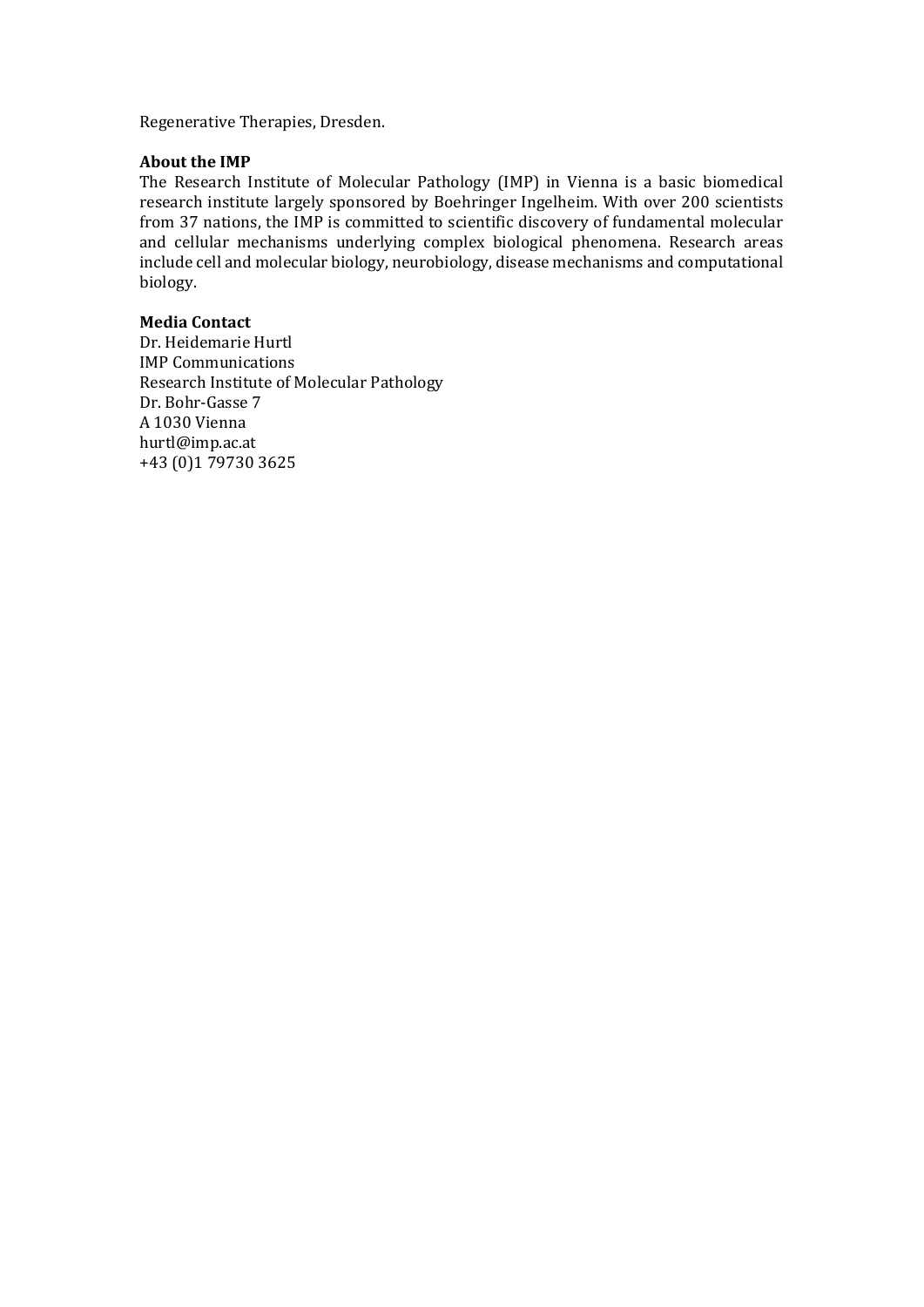Regenerative Therapies, Dresden.

**About the IMP**

The Research Institute of Molecular Pathology (IMP) in Vienna is a basic biomedical research institute largely sponsored by Boehringer Ingelheim. With over 200 scientists from 37 nations, the IMP is committed to scientific discovery of fundamental molecular and cellular mechanisms underlying complex biological phenomena. Research areas include cell and molecular biology, neurobiology, disease mechanisms and computational biology.

**Media Contact**

Dr. Heidemarie Hurtl  
IMP Communications  
Research Institute of Molecular Pathology  
Dr. Bohr-Gasse 7  
A 1030 Vienna  
hurtl@imp.ac.at  
+43 (0)1 79730 3625